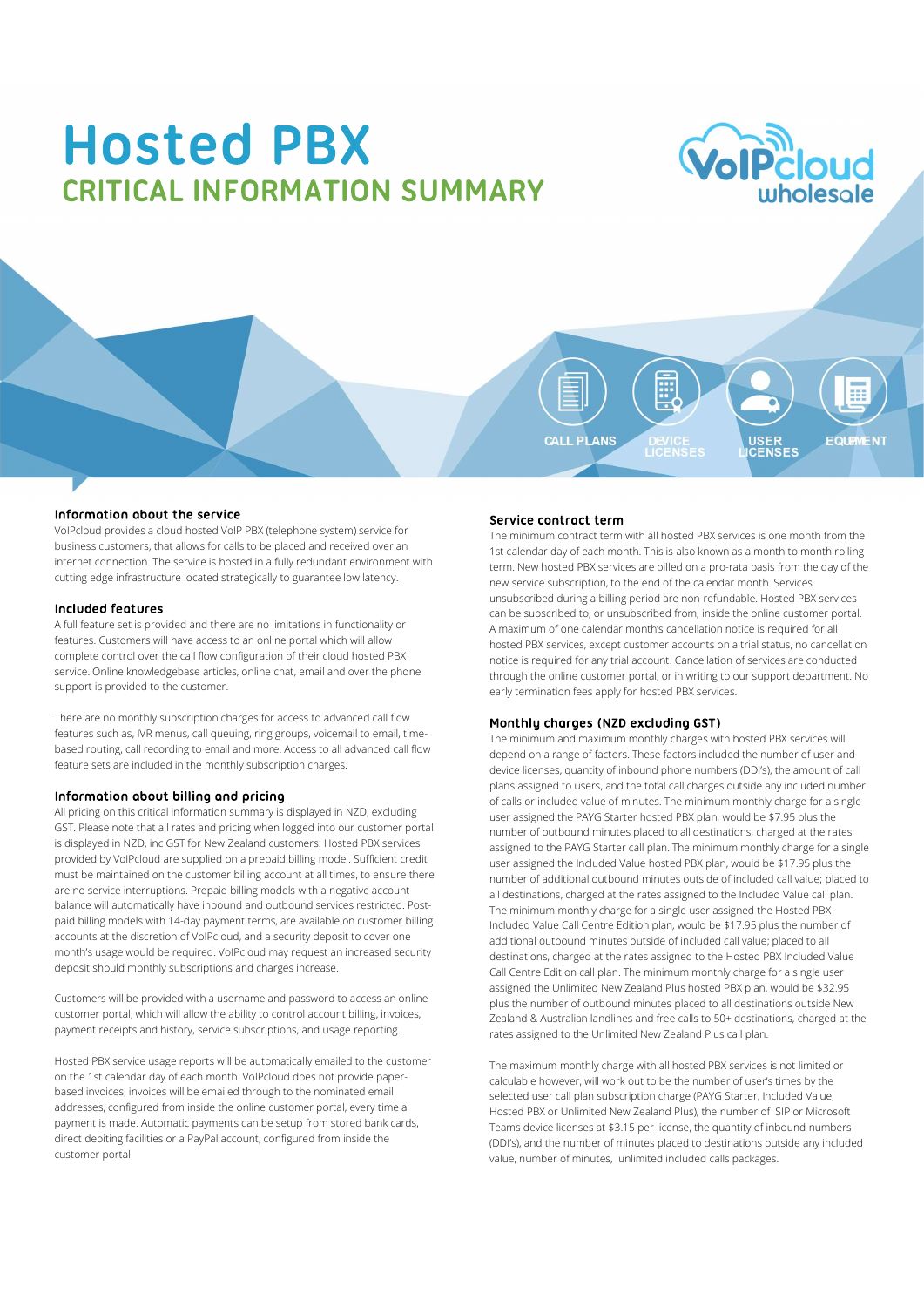# Hosted PBX

## CRITICAL INFORMATION SUMMARY

VoIPcloud wholesale

CALL PLANS | DEVICE LICENSES | USER LICENSES | EQUIPMENT

### Information about the service

VoIPcloud provides a cloud hosted VoIP PBX (telephone system) service for business customers, that allows for calls to be placed and received over an internet connection. The service is hosted in a fully redundant environment with cutting edge infrastructure located strategically to guarantee low latency.

### Included features

A full feature set is provided and there are no limitations in functionality or features. Customers will have access to an online portal which will allow complete control over the call flow configuration of their cloud hosted PBX service. Online knowledgebase articles, online chat, email and over the phone support is provided to the customer.

There are no monthly subscription charges for access to advanced call flow features such as, IVR menus, call queuing, ring groups, voicemail to email, time-based routing, call recording to email and more. Access to all advanced call flow feature sets are included in the monthly subscription charges.

### Information about billing and pricing

All pricing on this critical information summary is displayed in NZD, excluding GST. Please note that all rates and pricing when logged into our customer portal is displayed in NZD, inc GST for New Zealand customers. Hosted PBX services provided by VoIPcloud are supplied on a prepaid billing model. Sufficient credit must be maintained on the customer billing account at all times, to ensure there are no service interruptions. Prepaid billing models with a negative account balance will automatically have inbound and outbound services restricted. Post-paid billing models with 14-day payment terms, are available on customer billing accounts at the discretion of VoIPcloud, and a security deposit to cover one month's usage would be required. VoIPcloud may request an increased security deposit should monthly subscriptions and charges increase.

Customers will be provided with a username and password to access an online customer portal, which will allow the ability to control account billing, invoices, payment receipts and history, service subscriptions, and usage reporting.

Hosted PBX service usage reports will be automatically emailed to the customer on the 1st calendar day of each month. VoIPcloud does not provide paper-based invoices, invoices will be emailed through to the nominated email addresses, configured from inside the online customer portal, every time a payment is made. Automatic payments can be setup from stored bank cards, direct debiting facilities or a PayPal account, configured from inside the customer portal.

### Service contract term

The minimum contract term with all hosted PBX services is one month from the 1st calendar day of each month. This is also known as a month to month rolling term. New hosted PBX services are billed on a pro-rata basis from the day of the new service subscription, to the end of the calendar month. Services unsubscribed during a billing period are non-refundable. Hosted PBX services can be subscribed to, or unsubscribed from, inside the online customer portal. A maximum of one calendar month's cancellation notice is required for all hosted PBX services, except customer accounts on a trial status, no cancellation notice is required for any trial account. Cancellation of services are conducted through the online customer portal, or in writing to our support department. No early termination fees apply for hosted PBX services.

### Monthly charges (NZD excluding GST)

The minimum and maximum monthly charges with hosted PBX services will depend on a range of factors. These factors included the number of user and device licenses, quantity of inbound phone numbers (DDI's), the amount of call plans assigned to users, and the total call charges outside any included number of calls or included value of minutes. The minimum monthly charge for a single user assigned the PAYG Starter hosted PBX plan, would be $7.95 plus the number of outbound minutes placed to all destinations, charged at the rates assigned to the PAYG Starter call plan. The minimum monthly charge for a single user assigned the Included Value hosted PBX plan, would be $17.95 plus the number of additional outbound minutes outside of included call value; placed to all destinations, charged at the rates assigned to the Included Value call plan. The minimum monthly charge for a single user assigned the Hosted PBX Included Value Call Centre Edition plan, would be $17.95 plus the number of additional outbound minutes outside of included call value; placed to all destinations, charged at the rates assigned to the Hosted PBX Included Value Call Centre Edition call plan. The minimum monthly charge for a single user assigned the Unlimited New Zealand Plus hosted PBX plan, would be $32.95 plus the number of outbound minutes placed to all destinations outside New Zealand & Australian landlines and free calls to 50+ destinations, charged at the rates assigned to the Unlimited New Zealand Plus call plan.

The maximum monthly charge with all hosted PBX services is not limited or calculable however, will work out to be the number of user's times by the selected user call plan subscription charge (PAYG Starter, Included Value, Hosted PBX or Unlimited New Zealand Plus), the number of SIP or Microsoft Teams device licenses at $3.15 per license, the quantity of inbound numbers (DDI's), and the number of minutes placed to destinations outside any included value, number of minutes, unlimited included calls packages.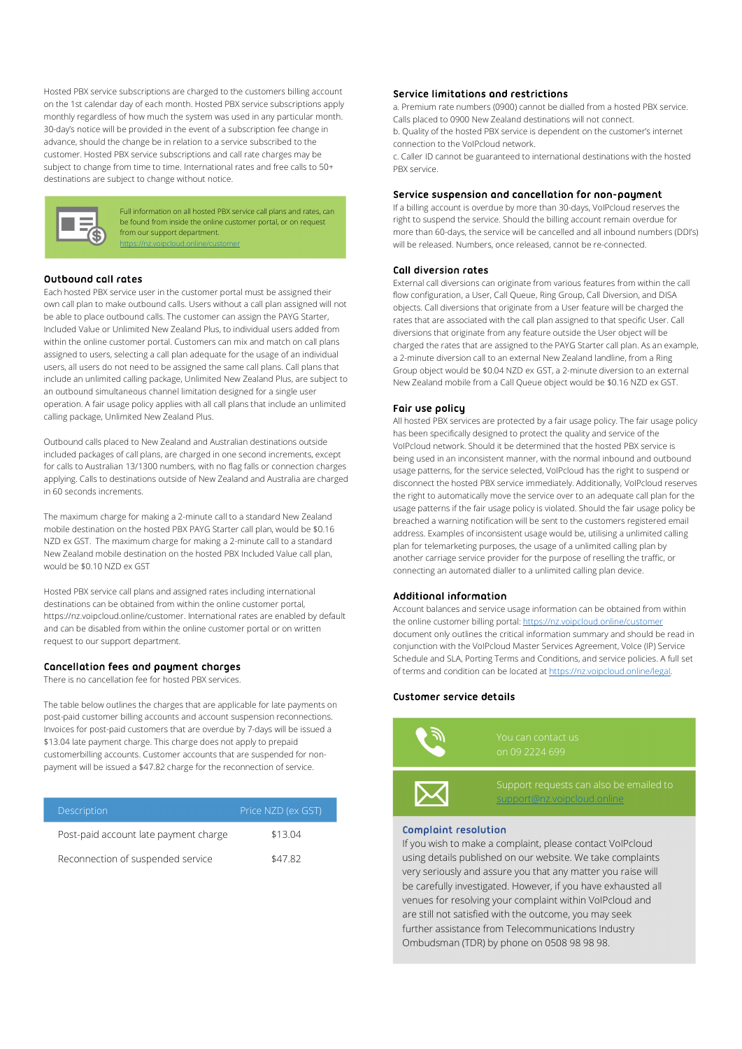Hosted PBX service subscriptions are charged to the customers billing account on the 1st calendar day of each month. Hosted PBX service subscriptions apply monthly regardless of how much the system was used in any particular month. 30-day's notice will be provided in the event of a subscription fee change in advance, should the change be in relation to a service subscribed to the customer. Hosted PBX service subscriptions and call rate charges may be subject to change from time to time. International rates and free calls to 50+ destinations are subject to change without notice.

Full information on all hosted PBX service call plans and rates, can be found from inside the online customer portal, or on request from our support department. https://nz.voipcloud.online/customer

### Outbound call rates

Each hosted PBX service user in the customer portal must be assigned their own call plan to make outbound calls. Users without a call plan assigned will not be able to place outbound calls. The customer can assign the PAYG Starter, Included Value or Unlimited New Zealand Plus, to individual users added from within the online customer portal. Customers can mix and match on call plans assigned to users, selecting a call plan adequate for the usage of an individual users, all users do not need to be assigned the same call plans. Call plans that include an unlimited calling package, Unlimited New Zealand Plus, are subject to an outbound simultaneous channel limitation designed for a single user operation. A fair usage policy applies with all call plans that include an unlimited calling package, Unlimited New Zealand Plus.

Outbound calls placed to New Zealand and Australian destinations outside included packages of call plans, are charged in one second increments, except for calls to Australian 13/1300 numbers, with no flag falls or connection charges applying. Calls to destinations outside of New Zealand and Australia are charged in 60 seconds increments.

The maximum charge for making a 2-minute call to a standard New Zealand mobile destination on the hosted PBX PAYG Starter call plan, would be $0.16 NZD ex GST. The maximum charge for making a 2-minute call to a standard New Zealand mobile destination on the hosted PBX Included Value call plan, would be $0.10 NZD ex GST

Hosted PBX service call plans and assigned rates including international destinations can be obtained from within the online customer portal, https://nz.voipcloud.online/customer. International rates are enabled by default and can be disabled from within the online customer portal or on written request to our support department.

### Cancellation fees and payment charges

There is no cancellation fee for hosted PBX services.

The table below outlines the charges that are applicable for late payments on post-paid customer billing accounts and account suspension reconnections. Invoices for post-paid customers that are overdue by 7-days will be issued a $13.04 late payment charge. This charge does not apply to prepaid customerbilling accounts. Customer accounts that are suspended for non-payment will be issued a $47.82 charge for the reconnection of service.

| Description | Price NZD (ex GST) |
|---|---|
| Post-paid account late payment charge | $13.04 |
| Reconnection of suspended service | $47.82 |

### Service limitations and restrictions

a. Premium rate numbers (0900) cannot be dialled from a hosted PBX service. Calls placed to 0900 New Zealand destinations will not connect.
b. Quality of the hosted PBX service is dependent on the customer's internet connection to the VoIPcloud network.
c. Caller ID cannot be guaranteed to international destinations with the hosted PBX service.

### Service suspension and cancellation for non-payment

If a billing account is overdue by more than 30-days, VoIPcloud reserves the right to suspend the service. Should the billing account remain overdue for more than 60-days, the service will be cancelled and all inbound numbers (DDI's) will be released. Numbers, once released, cannot be re-connected.

### Call diversion rates

External call diversions can originate from various features from within the call flow configuration, a User, Call Queue, Ring Group, Call Diversion, and DISA objects. Call diversions that originate from a User feature will be charged the rates that are associated with the call plan assigned to that specific User. Call diversions that originate from any feature outside the User object will be charged the rates that are assigned to the PAYG Starter call plan. As an example, a 2-minute diversion call to an external New Zealand landline, from a Ring Group object would be $0.04 NZD ex GST, a 2-minute diversion to an external New Zealand mobile from a Call Queue object would be $0.16 NZD ex GST.

### Fair use policy

All hosted PBX services are protected by a fair usage policy. The fair usage policy has been specifically designed to protect the quality and service of the VoIPcloud network. Should it be determined that the hosted PBX service is being used in an inconsistent manner, with the normal inbound and outbound usage patterns, for the service selected, VoIPcloud has the right to suspend or disconnect the hosted PBX service immediately. Additionally, VoIPcloud reserves the right to automatically move the service over to an adequate call plan for the usage patterns if the fair usage policy is violated. Should the fair usage policy be breached a warning notification will be sent to the customers registered email address. Examples of inconsistent usage would be, utilising a unlimited calling plan for telemarketing purposes, the usage of a unlimited calling plan by another carriage service provider for the purpose of reselling the traffic, or connecting an automated dialler to a unlimited calling plan device.

### Additional information

Account balances and service usage information can be obtained from within the online customer billing portal: https://nz.voipcloud.online/customer document only outlines the critical information summary and should be read in conjunction with the VoIPcloud Master Services Agreement, VoIce (IP) Service Schedule and SLA, Porting Terms and Conditions, and service policies. A full set of terms and condition can be located at https://nz.voipcloud.online/legal.

### Customer service details

You can contact us on 09 2224 699

Support requests can also be emailed to support@nz.voipcloud.online

### Complaint resolution

If you wish to make a complaint, please contact VoIPcloud using details published on our website. We take complaints very seriously and assure you that any matter you raise will be carefully investigated. However, if you have exhausted all venues for resolving your complaint within VoIPcloud and are still not satisfied with the outcome, you may seek further assistance from Telecommunications Industry Ombudsman (TDR) by phone on 0508 98 98 98.